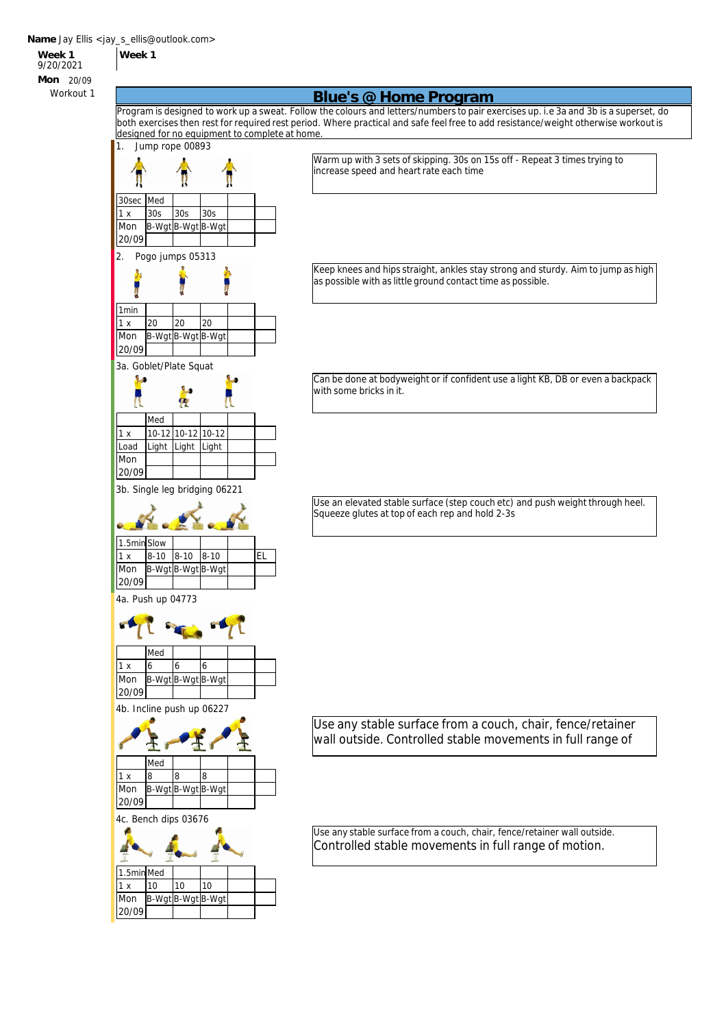**Name** Jay Ellis <jay_s_ellis@outlook.com>

**Week 1**
9/20/2021

**Mon** 20/09
Workout 1

**Week 1**

# Blue's @ Home Program

Program is designed to work up a sweat. Follow the colours and letters/numbers to pair exercises up. i.e 3a and 3b is a superset, do both exercises then rest for required rest period. Where practical and safe feel free to add resistance/weight otherwise workout is designed for no equipment to complete at home.

## 1. Jump rope 00893

Warm up with 3 sets of skipping. 30s on 15s off - Repeat 3 times trying to increase speed and heart rate each time

| 30sec | Med | | | | |
|---|---|---|---|---|---|
| 1 x | 30s | 30s | 30s | | |
| Mon | B-Wgt | B-Wgt | B-Wgt | | |
| 20/09 | | | | | |

## 2. Pogo jumps 05313

Keep knees and hips straight, ankles stay strong and sturdy. Aim to jump as high as possible with as little ground contact time as possible.

| 1min | | | | | |
|---|---|---|---|---|---|
| 1 x | 20 | 20 | 20 | | |
| Mon | B-Wgt | B-Wgt | B-Wgt | | |
| 20/09 | | | | | |

## 3a. Goblet/Plate Squat

Can be done at bodyweight or if confident use a light KB, DB or even a backpack with some bricks in it.

| | Med | | | | |
|---|---|---|---|---|---|
| 1 x | 10-12 | 10-12 | 10-12 | | |
| Load | Light | Light | Light | | |
| Mon | | | | | |
| 20/09 | | | | | |

## 3b. Single leg bridging 06221

Use an elevated stable surface (step couch etc) and push weight through heel. Squeeze glutes at top of each rep and hold 2-3s

| 1.5min | Slow | | | | |
|---|---|---|---|---|---|
| 1 x | 8-10 | 8-10 | 8-10 | | EL |
| Mon | B-Wgt | B-Wgt | B-Wgt | | |
| 20/09 | | | | | |

## 4a. Push up 04773

| | Med | | | | |
|---|---|---|---|---|---|
| 1 x | 6 | 6 | 6 | | |
| Mon | B-Wgt | B-Wgt | B-Wgt | | |
| 20/09 | | | | | |

## 4b. Incline push up 06227

Use any stable surface from a couch, chair, fence/retainer wall outside. Controlled stable movements in full range of

| | Med | | | | |
|---|---|---|---|---|---|
| 1 x | 8 | 8 | 8 | | |
| Mon | B-Wgt | B-Wgt | B-Wgt | | |
| 20/09 | | | | | |

## 4c. Bench dips 03676

Use any stable surface from a couch, chair, fence/retainer wall outside. Controlled stable movements in full range of motion.

| 1.5min | Med | | | | |
|---|---|---|---|---|---|
| 1 x | 10 | 10 | 10 | | |
| Mon | B-Wgt | B-Wgt | B-Wgt | | |
| 20/09 | | | | | |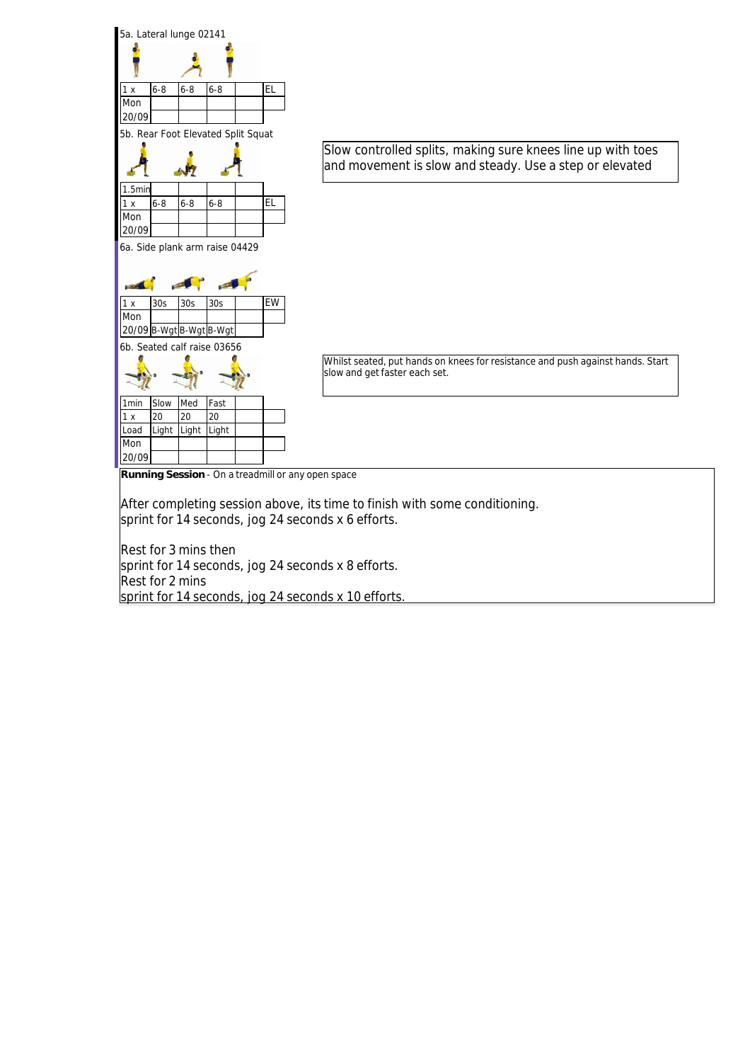### 5a. Lateral lunge 02141

| 1 x | 6-8 | 6-8 | 6-8 | | EL |
|---|---|---|---|---|---|
| Mon | | | | | |
| 20/09 | | | | | |

### 5b. Rear Foot Elevated Split Squat

Slow controlled splits, making sure knees line up with toes and movement is slow and steady. Use a step or elevated

| 1.5min | | | | | |
|---|---|---|---|---|---|
| 1 x | 6-8 | 6-8 | 6-8 | | EL |
| Mon | | | | | |
| 20/09 | | | | | |

### 6a. Side plank arm raise 04429

| 1 x | 30s | 30s | 30s | | EW |
|---|---|---|---|---|---|
| Mon | | | | | |
| 20/09 | B-Wgt | B-Wgt | B-Wgt | | |

### 6b. Seated calf raise 03656

Whilst seated, put hands on knees for resistance and push against hands. Start slow and get faster each set.

| 1min | Slow | Med | Fast | | |
|---|---|---|---|---|---|
| 1 x | 20 | 20 | 20 | | |
| Load | Light | Light | Light | | |
| Mon | | | | | |
| 20/09 | | | | | |

**Running Session** - On a treadmill or any open space

After completing session above, its time to finish with some conditioning.
sprint for 14 seconds, jog 24 seconds x 6 efforts.

Rest for 3 mins then
sprint for 14 seconds, jog 24 seconds x 8 efforts.
Rest for 2 mins
sprint for 14 seconds, jog 24 seconds x 10 efforts.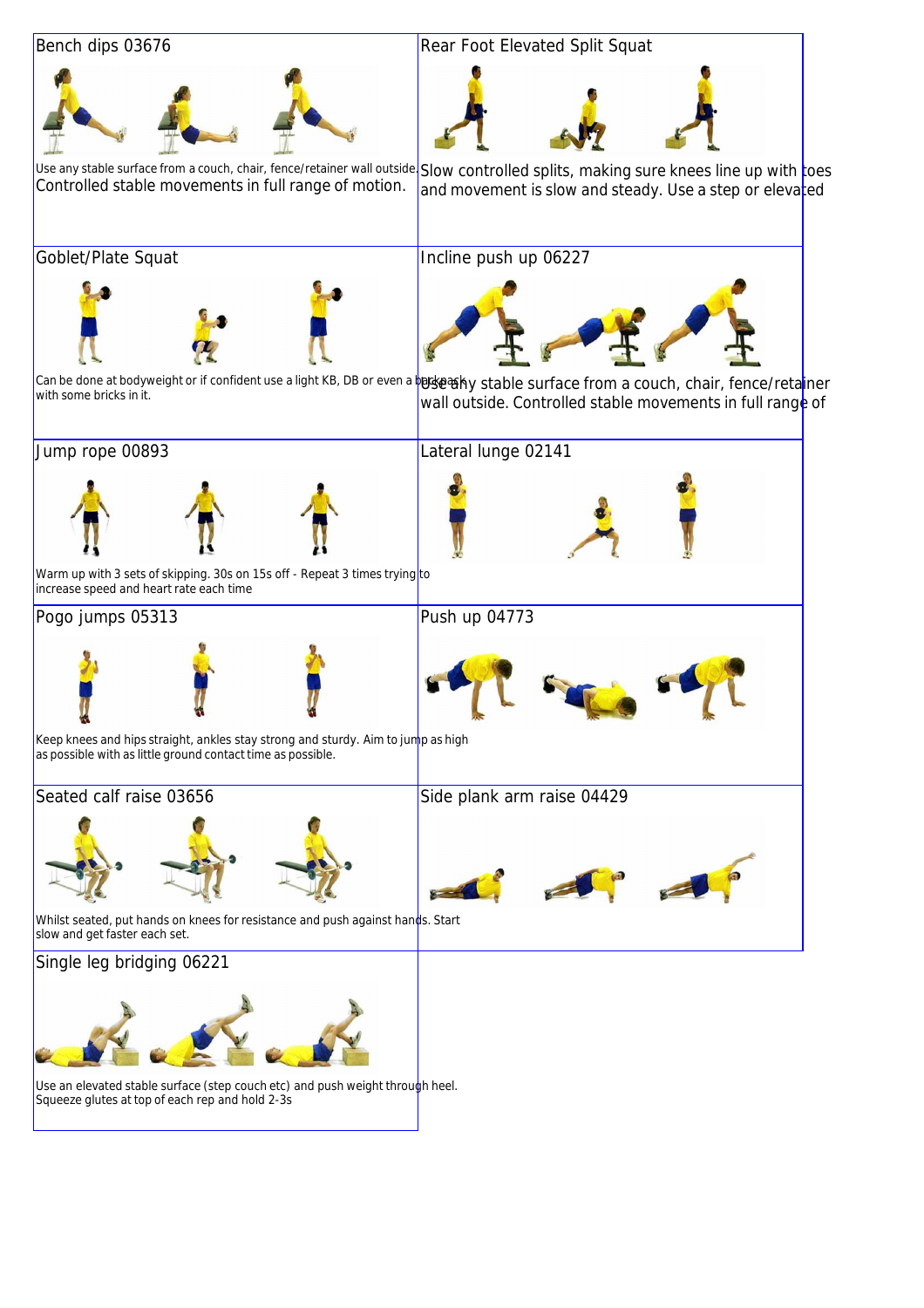## Bench dips 03676

Use any stable surface from a couch, chair, fence/retainer wall outside. Controlled stable movements in full range of motion.

## Rear Foot Elevated Split Squat

Slow controlled splits, making sure knees line up with toes and movement is slow and steady. Use a step or elevated

## Goblet/Plate Squat

Can be done at bodyweight or if confident use a light KB, DB or even a backpack with some bricks in it.

## Incline push up 06227

Use any stable surface from a couch, chair, fence/retainer wall outside. Controlled stable movements in full range of

## Jump rope 00893

Warm up with 3 sets of skipping. 30s on 15s off - Repeat 3 times trying to increase speed and heart rate each time

## Lateral lunge 02141

## Pogo jumps 05313

Keep knees and hips straight, ankles stay strong and sturdy. Aim to jump as high as possible with as little ground contact time as possible.

## Push up 04773

## Seated calf raise 03656

Whilst seated, put hands on knees for resistance and push against hands. Start slow and get faster each set.

## Side plank arm raise 04429

## Single leg bridging 06221

Use an elevated stable surface (step couch etc) and push weight through heel. Squeeze glutes at top of each rep and hold 2-3s